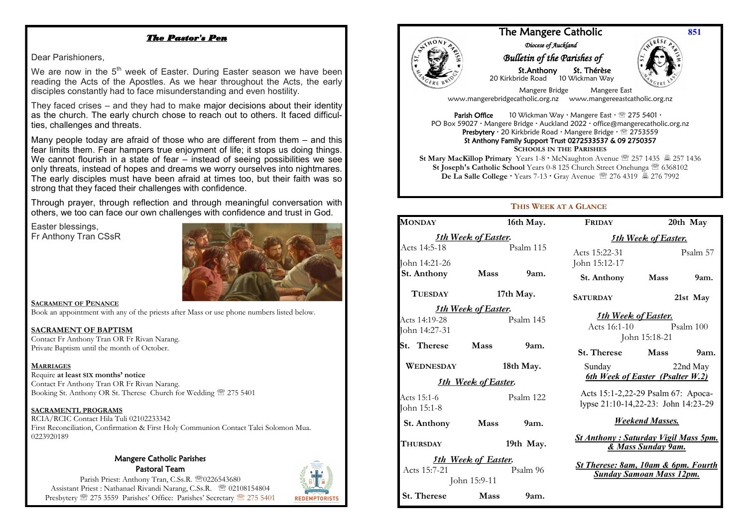# The Mangere Catholic

851

*Diocese of Auckland*

*Bulletin of the Parishes of*

**St.Anthony** — 20 Kirkbride Road — Mangere Bridge — www.mangerebridgecatholic.org.nz

**St. Thérèse** — 10 Wickman Way — Mangere East — www.mangereeastcatholic.org.nz

**Parish Office** 10 Wickman Way · Mangere East · ☎ 275 5401 ·
PO Box 59027 · Mangere Bridge · Auckland 2022 · office@mangerecatholic.org.nz
**Presbytery** · 20 Kirkbride Road · Mangere Bridge · ☎ 2753559
**St Anthony Family Support Trust 0272533537 & 09 2750357**

**SCHOOLS IN THE PARISHES**

**St Mary MacKillop Primary** Years 1-8 · McNaughton Avenue ☎ 257 1435 🖷 257 1436
**St Joseph's Catholic School** Years 0-8 125 Church Street Onehunga ☎ 6368102
**De La Salle College** · Years 7-13 · Gray Avenue ☎ 276 4319 🖷 276 7992

## *The Pastor's Pen*

Dear Parishioners,

We are now in the 5th week of Easter. During Easter season we have been reading the Acts of the Apostles. As we hear throughout the Acts, the early disciples constantly had to face misunderstanding and even hostility.

They faced crises – and they had to make major decisions about their identity as the church. The early church chose to reach out to others. It faced difficulties, challenges and threats.

Many people today are afraid of those who are different from them – and this fear limits them. Fear hampers true enjoyment of life; it stops us doing things. We cannot flourish in a state of fear – instead of seeing possibilities we see only threats, instead of hopes and dreams we worry ourselves into nightmares. The early disciples must have been afraid at times too, but their faith was so strong that they faced their challenges with confidence.

Through prayer, through reflection and through meaningful conversation with others, we too can face our own challenges with confidence and trust in God.

Easter blessings,
Fr Anthony Tran CSsR

**SACRAMENT OF PENANCE**

Book an appointment with any of the priests after Mass or use phone numbers listed below.

**SACRAMENT OF BAPTISM**

Contact Fr Anthony Tran OR Fr Rivan Narang.
Private Baptism until the month of October.

**MARRIAGES**

Require **at least SIX months' notice**
Contact Fr Anthony Tran OR Fr Rivan Narang.
Booking St. Anthony OR St. Therese Church for Wedding ☎ 275 5401

**SACRAMENTL PROGRAMS**

RCIA/RCIC Contact Hila Tuli 02102233342
First Reconciliation, Confirmation & First Holy Communion Contact Talei Solomon Mua. 0223920189

### Mangere Catholic Parishes Pastoral Team

Parish Priest: Anthony Tran, C.Ss.R. ☎0226543680
Assistant Priest : Nathanael Rivandi Narang, C.Ss.R. ☎ 02108154804
Presbytery ☎ 275 3559 Parishes' Office: Parishes' Secretary ☎ 275 5401

REDEMPTORISTS

## THIS WEEK AT A GLANCE

**MONDAY** 16th May.
*5th Week of Easter.*
Acts 14:5-18 — Psalm 115
John 14:21-26
**St. Anthony — Mass — 9am.**

**TUESDAY** 17th May.
*5th Week of Easter.*
Acts 14:19-28 — Psalm 145
John 14:27-31
**St. Therese — Mass — 9am.**

**WEDNESDAY** 18th May.
*5th Week of Easter.*
Acts 15:1-6 — Psalm 122
John 15:1-8
**St. Anthony — Mass — 9am.**

**THURSDAY** 19th May.
*5th Week of Easter.*
Acts 15:7-21 — Psalm 96
John 15:9-11
**St. Therese — Mass — 9am.**

**FRIDAY** 20th May
*5th Week of Easter.*
Acts 15:22-31 — Psalm 57
John 15:12-17
**St. Anthony — Mass — 9am.**

**SATURDAY** 21st May
*5th Week of Easter.*
Acts 16:1-10 — Psalm 100
John 15:18-21
**St. Therese — Mass — 9am.**

Sunday 22nd May
*6th Week of Easter (Psalter W.2)*
Acts 15:1-2,22-29 Psalm 67: Apocalypse 21:10-14,22-23: John 14:23-29

***Weekend Masses.***

***St Anthony : Saturday Vigil Mass 5pm. & Mass Sunday 9am.***

***St Therese: 8am, 10am & 6pm. Fourth Sunday Samoan Mass 12pm.***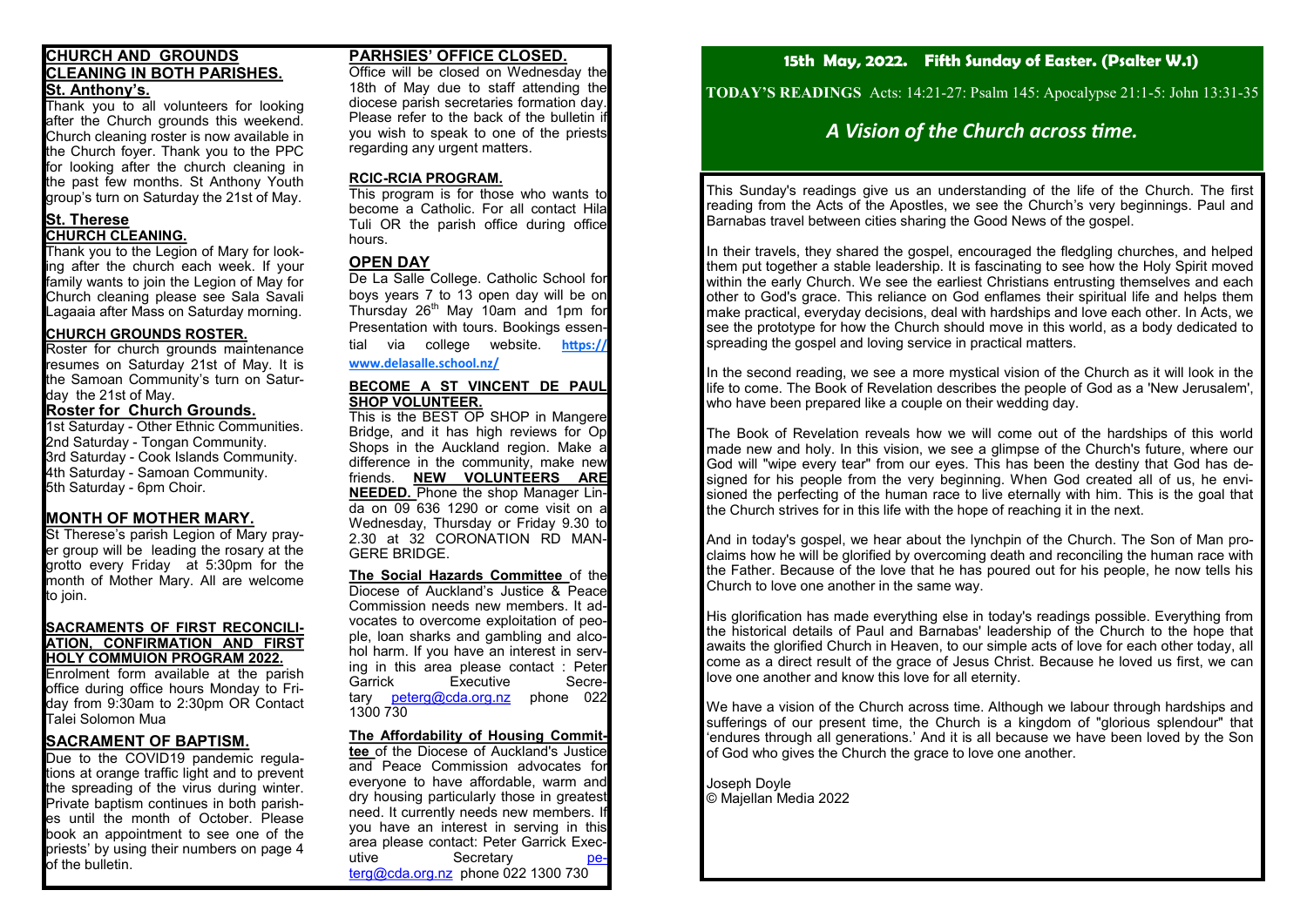## CHURCH AND GROUNDS CLEANING IN BOTH PARISHES.

### St. Anthony's.

Thank you to all volunteers for looking after the Church grounds this weekend. Church cleaning roster is now available in the Church foyer. Thank you to the PPC for looking after the church cleaning in the past few months. St Anthony Youth group's turn on Saturday the 21st of May.

### St. Therese

**CHURCH CLEANING.**

Thank you to the Legion of Mary for looking after the church each week. If your family wants to join the Legion of May for Church cleaning please see Sala Savali Lagaaia after Mass on Saturday morning.

**CHURCH GROUNDS ROSTER.**

Roster for church grounds maintenance resumes on Saturday 21st of May. It is the Samoan Community's turn on Saturday the 21st of May.

**Roster for Church Grounds.**

1st Saturday - Other Ethnic Communities.
2nd Saturday - Tongan Community.
3rd Saturday - Cook Islands Community.
4th Saturday - Samoan Community.
5th Saturday - 6pm Choir.

## MONTH OF MOTHER MARY.

St Therese's parish Legion of Mary prayer group will be leading the rosary at the grotto every Friday at 5:30pm for the month of Mother Mary. All are welcome to join.

**SACRAMENTS OF FIRST RECONCILIATION, CONFIRMATION AND FIRST HOLY COMMUION PROGRAM 2022.**

Enrolment form available at the parish office during office hours Monday to Friday from 9:30am to 2:30pm OR Contact Talei Solomon Mua

## SACRAMENT OF BAPTISM.

Due to the COVID19 pandemic regulations at orange traffic light and to prevent the spreading of the virus during winter. Private baptism continues in both parishes until the month of October. Please book an appointment to see one of the priests' by using their numbers on page 4 of the bulletin.

## PARHSIES' OFFICE CLOSED.

Office will be closed on Wednesday the 18th of May due to staff attending the diocese parish secretaries formation day. Please refer to the back of the bulletin if you wish to speak to one of the priests regarding any urgent matters.

**RCIC-RCIA PROGRAM.**

This program is for those who wants to become a Catholic. For all contact Hila Tuli OR the parish office during office hours.

## OPEN DAY

De La Salle College. Catholic School for boys years 7 to 13 open day will be on Thursday 26th May 10am and 1pm for Presentation with tours. Bookings essential via college website. https://www.delasalle.school.nz/

**BECOME A ST VINCENT DE PAUL SHOP VOLUNTEER.**

This is the BEST OP SHOP in Mangere Bridge, and it has high reviews for Op Shops in the Auckland region. Make a difference in the community, make new friends. **NEW VOLUNTEERS ARE NEEDED.** Phone the shop Manager Linda on 09 636 1290 or come visit on a Wednesday, Thursday or Friday 9.30 to 2.30 at 32 CORONATION RD MANGERE BRIDGE.

**The Social Hazards Committee** of the Diocese of Auckland's Justice & Peace Commission needs new members. It advocates to overcome exploitation of people, loan sharks and gambling and alcohol harm. If you have an interest in serving in this area please contact : Peter Garrick Executive Secretary peterg@cda.org.nz phone 022 1300 730

**The Affordability of Housing Committee** of the Diocese of Auckland's Justice and Peace Commission advocates for everyone to have affordable, warm and dry housing particularly those in greatest need. It currently needs new members. If you have an interest in serving in this area please contact: Peter Garrick Executive Secretary peterg@cda.org.nz phone 022 1300 730

## 15th May, 2022. Fifth Sunday of Easter. (Psalter W.1)

**TODAY'S READINGS** Acts: 14:21-27: Psalm 145: Apocalypse 21:1-5: John 13:31-35

### *A Vision of the Church across time.*

This Sunday's readings give us an understanding of the life of the Church. The first reading from the Acts of the Apostles, we see the Church's very beginnings. Paul and Barnabas travel between cities sharing the Good News of the gospel.

In their travels, they shared the gospel, encouraged the fledgling churches, and helped them put together a stable leadership. It is fascinating to see how the Holy Spirit moved within the early Church. We see the earliest Christians entrusting themselves and each other to God's grace. This reliance on God enflames their spiritual life and helps them make practical, everyday decisions, deal with hardships and love each other. In Acts, we see the prototype for how the Church should move in this world, as a body dedicated to spreading the gospel and loving service in practical matters.

In the second reading, we see a more mystical vision of the Church as it will look in the life to come. The Book of Revelation describes the people of God as a 'New Jerusalem', who have been prepared like a couple on their wedding day.

The Book of Revelation reveals how we will come out of the hardships of this world made new and holy. In this vision, we see a glimpse of the Church's future, where our God will "wipe every tear" from our eyes. This has been the destiny that God has designed for his people from the very beginning. When God created all of us, he envisioned the perfecting of the human race to live eternally with him. This is the goal that the Church strives for in this life with the hope of reaching it in the next.

And in today's gospel, we hear about the lynchpin of the Church. The Son of Man proclaims how he will be glorified by overcoming death and reconciling the human race with the Father. Because of the love that he has poured out for his people, he now tells his Church to love one another in the same way.

His glorification has made everything else in today's readings possible. Everything from the historical details of Paul and Barnabas' leadership of the Church to the hope that awaits the glorified Church in Heaven, to our simple acts of love for each other today, all come as a direct result of the grace of Jesus Christ. Because he loved us first, we can love one another and know this love for all eternity.

We have a vision of the Church across time. Although we labour through hardships and sufferings of our present time, the Church is a kingdom of "glorious splendour" that 'endures through all generations.' And it is all because we have been loved by the Son of God who gives the Church the grace to love one another.

Joseph Doyle
© Majellan Media 2022